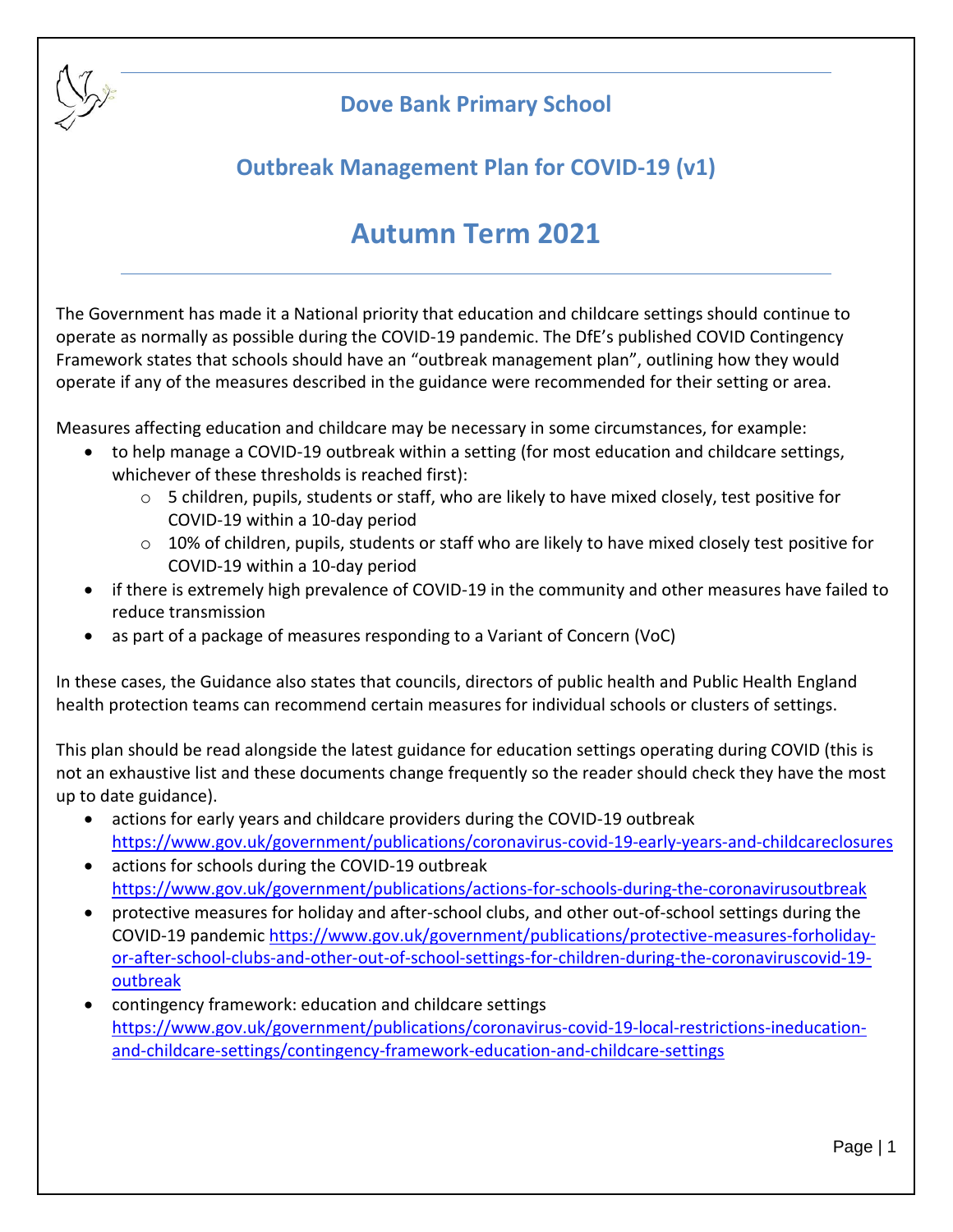# Dove Bank Primary School

## Outbreak Management Plan for COVID-19 (v1)

# Autumn Term 2021

The Government has made it a National priority that education and childcare settings should continue to operate as normally as possible during the COVID-19 pandemic. The DfE's published COVID Contingency Framework states that schools should have an "outbreak management plan", outlining how they would operate if any of the measures described in the guidance were recommended for their setting or area.

Measures affecting education and childcare may be necessary in some circumstances, for example:

- to help manage a COVID-19 outbreak within a setting (for most education and childcare settings, whichever of these thresholds is reached first):
  - 5 children, pupils, students or staff, who are likely to have mixed closely, test positive for COVID-19 within a 10-day period
  - 10% of children, pupils, students or staff who are likely to have mixed closely test positive for COVID-19 within a 10-day period
- if there is extremely high prevalence of COVID-19 in the community and other measures have failed to reduce transmission
- as part of a package of measures responding to a Variant of Concern (VoC)

In these cases, the Guidance also states that councils, directors of public health and Public Health England health protection teams can recommend certain measures for individual schools or clusters of settings.

This plan should be read alongside the latest guidance for education settings operating during COVID (this is not an exhaustive list and these documents change frequently so the reader should check they have the most up to date guidance).

- actions for early years and childcare providers during the COVID-19 outbreak https://www.gov.uk/government/publications/coronavirus-covid-19-early-years-and-childcareclosures
- actions for schools during the COVID-19 outbreak https://www.gov.uk/government/publications/actions-for-schools-during-the-coronavirusoutbreak
- protective measures for holiday and after-school clubs, and other out-of-school settings during the COVID-19 pandemic https://www.gov.uk/government/publications/protective-measures-forholiday-or-after-school-clubs-and-other-out-of-school-settings-for-children-during-the-coronaviruscovid-19-outbreak
- contingency framework: education and childcare settings https://www.gov.uk/government/publications/coronavirus-covid-19-local-restrictions-ineducation-and-childcare-settings/contingency-framework-education-and-childcare-settings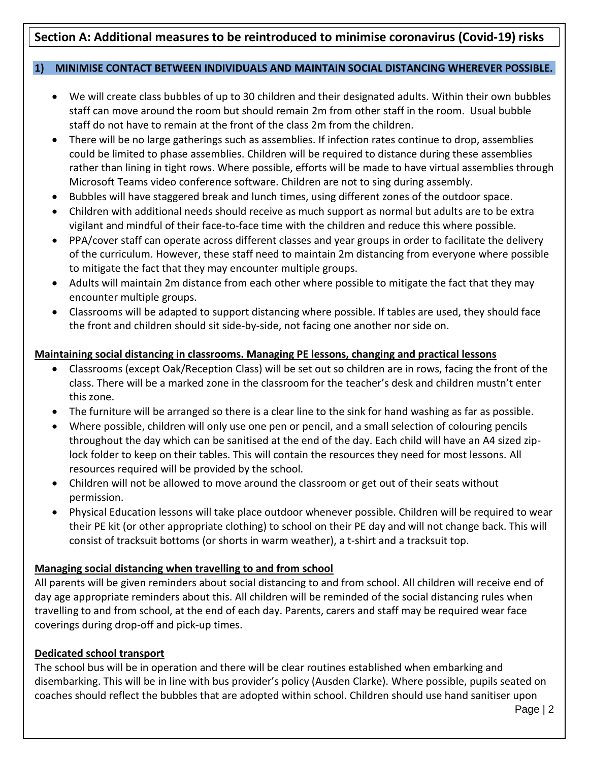## Section A: Additional measures to be reintroduced to minimise coronavirus (Covid-19) risks

### 1) MINIMISE CONTACT BETWEEN INDIVIDUALS AND MAINTAIN SOCIAL DISTANCING WHEREVER POSSIBLE.

- We will create class bubbles of up to 30 children and their designated adults. Within their own bubbles staff can move around the room but should remain 2m from other staff in the room. Usual bubble staff do not have to remain at the front of the class 2m from the children.
- There will be no large gatherings such as assemblies. If infection rates continue to drop, assemblies could be limited to phase assemblies. Children will be required to distance during these assemblies rather than lining in tight rows. Where possible, efforts will be made to have virtual assemblies through Microsoft Teams video conference software. Children are not to sing during assembly.
- Bubbles will have staggered break and lunch times, using different zones of the outdoor space.
- Children with additional needs should receive as much support as normal but adults are to be extra vigilant and mindful of their face-to-face time with the children and reduce this where possible.
- PPA/cover staff can operate across different classes and year groups in order to facilitate the delivery of the curriculum. However, these staff need to maintain 2m distancing from everyone where possible to mitigate the fact that they may encounter multiple groups.
- Adults will maintain 2m distance from each other where possible to mitigate the fact that they may encounter multiple groups.
- Classrooms will be adapted to support distancing where possible. If tables are used, they should face the front and children should sit side-by-side, not facing one another nor side on.

**Maintaining social distancing in classrooms. Managing PE lessons, changing and practical lessons**

- Classrooms (except Oak/Reception Class) will be set out so children are in rows, facing the front of the class. There will be a marked zone in the classroom for the teacher's desk and children mustn't enter this zone.
- The furniture will be arranged so there is a clear line to the sink for hand washing as far as possible.
- Where possible, children will only use one pen or pencil, and a small selection of colouring pencils throughout the day which can be sanitised at the end of the day. Each child will have an A4 sized zip-lock folder to keep on their tables. This will contain the resources they need for most lessons. All resources required will be provided by the school.
- Children will not be allowed to move around the classroom or get out of their seats without permission.
- Physical Education lessons will take place outdoor whenever possible. Children will be required to wear their PE kit (or other appropriate clothing) to school on their PE day and will not change back. This will consist of tracksuit bottoms (or shorts in warm weather), a t-shirt and a tracksuit top.

**Managing social distancing when travelling to and from school**

All parents will be given reminders about social distancing to and from school. All children will receive end of day age appropriate reminders about this. All children will be reminded of the social distancing rules when travelling to and from school, at the end of each day. Parents, carers and staff may be required wear face coverings during drop-off and pick-up times.

**Dedicated school transport**

The school bus will be in operation and there will be clear routines established when embarking and disembarking. This will be in line with bus provider's policy (Ausden Clarke). Where possible, pupils seated on coaches should reflect the bubbles that are adopted within school. Children should use hand sanitiser upon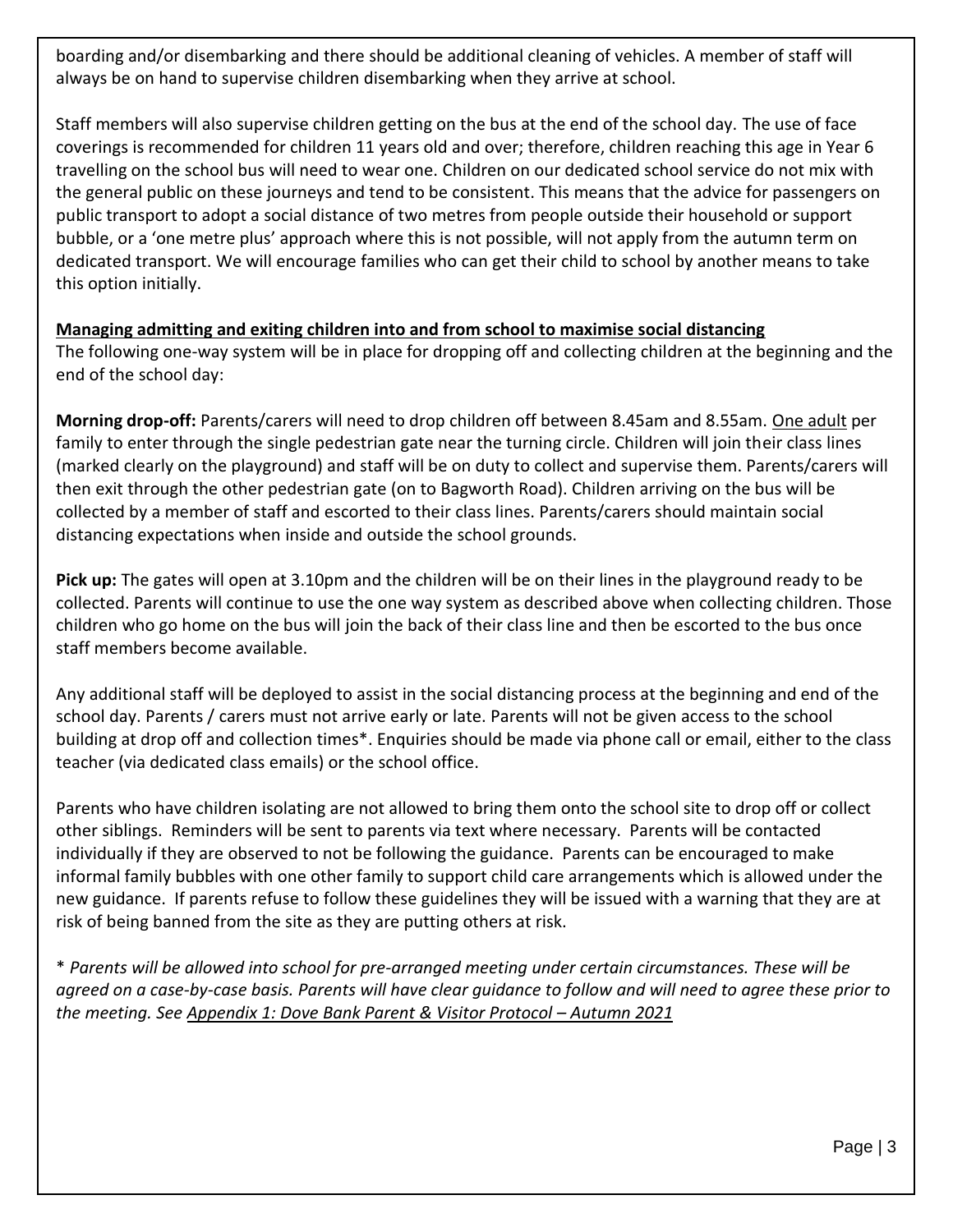boarding and/or disembarking and there should be additional cleaning of vehicles. A member of staff will always be on hand to supervise children disembarking when they arrive at school.

Staff members will also supervise children getting on the bus at the end of the school day. The use of face coverings is recommended for children 11 years old and over; therefore, children reaching this age in Year 6 travelling on the school bus will need to wear one. Children on our dedicated school service do not mix with the general public on these journeys and tend to be consistent. This means that the advice for passengers on public transport to adopt a social distance of two metres from people outside their household or support bubble, or a 'one metre plus' approach where this is not possible, will not apply from the autumn term on dedicated transport. We will encourage families who can get their child to school by another means to take this option initially.

**Managing admitting and exiting children into and from school to maximise social distancing**

The following one-way system will be in place for dropping off and collecting children at the beginning and the end of the school day:

**Morning drop-off:** Parents/carers will need to drop children off between 8.45am and 8.55am. One adult per family to enter through the single pedestrian gate near the turning circle. Children will join their class lines (marked clearly on the playground) and staff will be on duty to collect and supervise them. Parents/carers will then exit through the other pedestrian gate (on to Bagworth Road). Children arriving on the bus will be collected by a member of staff and escorted to their class lines. Parents/carers should maintain social distancing expectations when inside and outside the school grounds.

**Pick up:** The gates will open at 3.10pm and the children will be on their lines in the playground ready to be collected. Parents will continue to use the one way system as described above when collecting children. Those children who go home on the bus will join the back of their class line and then be escorted to the bus once staff members become available.

Any additional staff will be deployed to assist in the social distancing process at the beginning and end of the school day. Parents / carers must not arrive early or late. Parents will not be given access to the school building at drop off and collection times*. Enquiries should be made via phone call or email, either to the class teacher (via dedicated class emails) or the school office.

Parents who have children isolating are not allowed to bring them onto the school site to drop off or collect other siblings. Reminders will be sent to parents via text where necessary. Parents will be contacted individually if they are observed to not be following the guidance. Parents can be encouraged to make informal family bubbles with one other family to support child care arrangements which is allowed under the new guidance. If parents refuse to follow these guidelines they will be issued with a warning that they are at risk of being banned from the site as they are putting others at risk.

* *Parents will be allowed into school for pre-arranged meeting under certain circumstances. These will be agreed on a case-by-case basis. Parents will have clear guidance to follow and will need to agree these prior to the meeting. See Appendix 1: Dove Bank Parent & Visitor Protocol – Autumn 2021*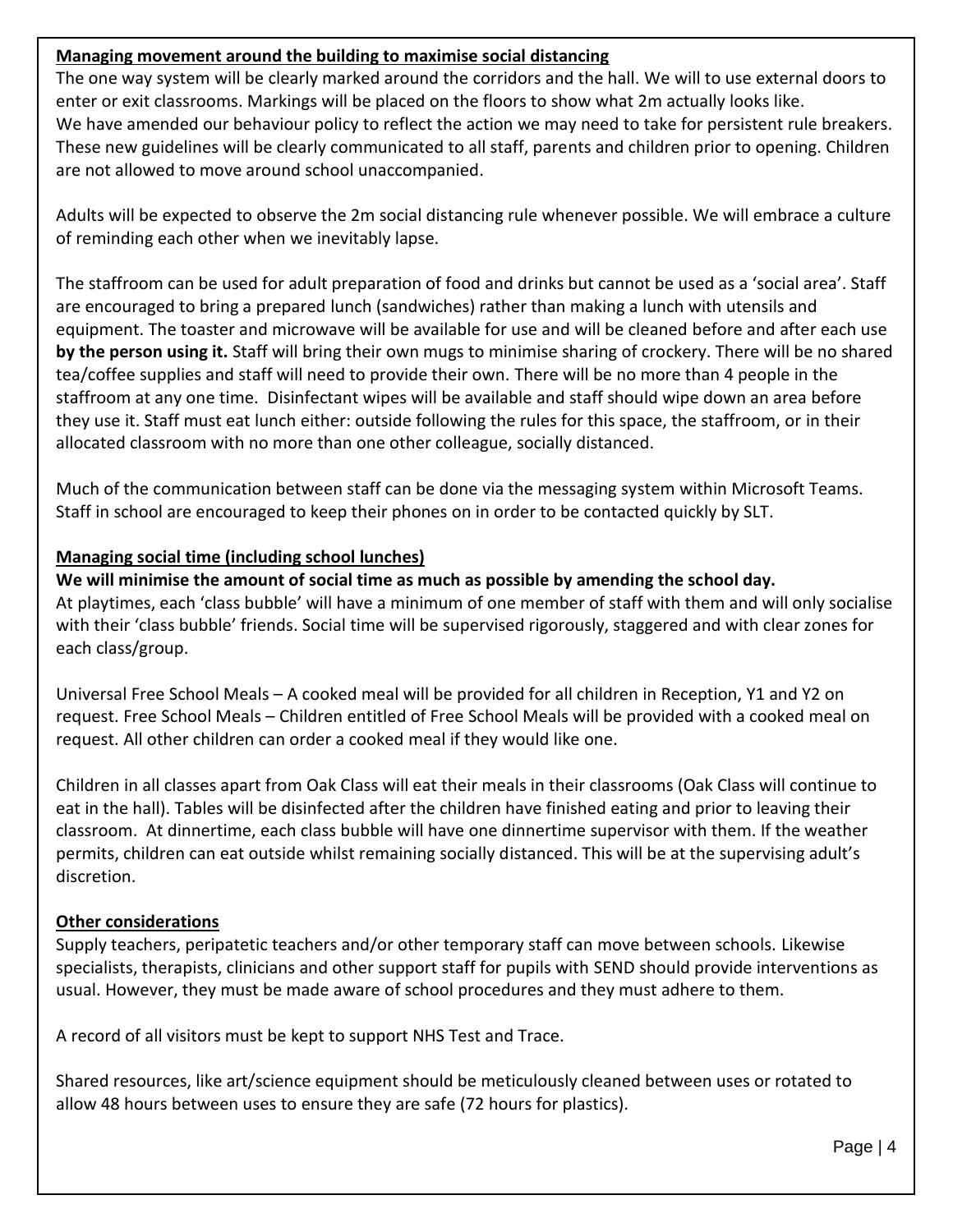**Managing movement around the building to maximise social distancing**

The one way system will be clearly marked around the corridors and the hall. We will to use external doors to enter or exit classrooms. Markings will be placed on the floors to show what 2m actually looks like.
We have amended our behaviour policy to reflect the action we may need to take for persistent rule breakers. These new guidelines will be clearly communicated to all staff, parents and children prior to opening. Children are not allowed to move around school unaccompanied.

Adults will be expected to observe the 2m social distancing rule whenever possible. We will embrace a culture of reminding each other when we inevitably lapse.

The staffroom can be used for adult preparation of food and drinks but cannot be used as a 'social area'. Staff are encouraged to bring a prepared lunch (sandwiches) rather than making a lunch with utensils and equipment. The toaster and microwave will be available for use and will be cleaned before and after each use **by the person using it.** Staff will bring their own mugs to minimise sharing of crockery. There will be no shared tea/coffee supplies and staff will need to provide their own. There will be no more than 4 people in the staffroom at any one time. Disinfectant wipes will be available and staff should wipe down an area before they use it. Staff must eat lunch either: outside following the rules for this space, the staffroom, or in their allocated classroom with no more than one other colleague, socially distanced.

Much of the communication between staff can be done via the messaging system within Microsoft Teams. Staff in school are encouraged to keep their phones on in order to be contacted quickly by SLT.

**Managing social time (including school lunches)**

**We will minimise the amount of social time as much as possible by amending the school day.**
At playtimes, each 'class bubble' will have a minimum of one member of staff with them and will only socialise with their 'class bubble' friends. Social time will be supervised rigorously, staggered and with clear zones for each class/group.

Universal Free School Meals – A cooked meal will be provided for all children in Reception, Y1 and Y2 on request. Free School Meals – Children entitled of Free School Meals will be provided with a cooked meal on request. All other children can order a cooked meal if they would like one.

Children in all classes apart from Oak Class will eat their meals in their classrooms (Oak Class will continue to eat in the hall). Tables will be disinfected after the children have finished eating and prior to leaving their classroom. At dinnertime, each class bubble will have one dinnertime supervisor with them. If the weather permits, children can eat outside whilst remaining socially distanced. This will be at the supervising adult's discretion.

**Other considerations**

Supply teachers, peripatetic teachers and/or other temporary staff can move between schools. Likewise specialists, therapists, clinicians and other support staff for pupils with SEND should provide interventions as usual. However, they must be made aware of school procedures and they must adhere to them.

A record of all visitors must be kept to support NHS Test and Trace.

Shared resources, like art/science equipment should be meticulously cleaned between uses or rotated to allow 48 hours between uses to ensure they are safe (72 hours for plastics).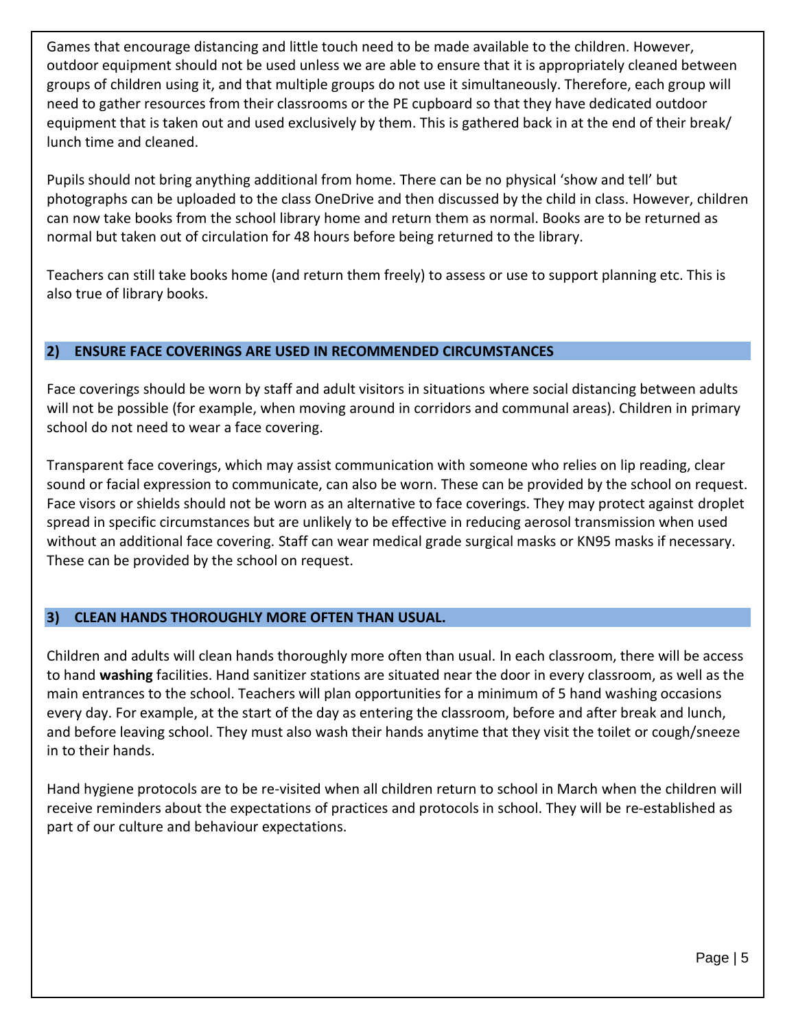Games that encourage distancing and little touch need to be made available to the children. However, outdoor equipment should not be used unless we are able to ensure that it is appropriately cleaned between groups of children using it, and that multiple groups do not use it simultaneously. Therefore, each group will need to gather resources from their classrooms or the PE cupboard so that they have dedicated outdoor equipment that is taken out and used exclusively by them. This is gathered back in at the end of their break/ lunch time and cleaned.

Pupils should not bring anything additional from home. There can be no physical 'show and tell' but photographs can be uploaded to the class OneDrive and then discussed by the child in class. However, children can now take books from the school library home and return them as normal. Books are to be returned as normal but taken out of circulation for 48 hours before being returned to the library.

Teachers can still take books home (and return them freely) to assess or use to support planning etc. This is also true of library books.

## 2) ENSURE FACE COVERINGS ARE USED IN RECOMMENDED CIRCUMSTANCES

Face coverings should be worn by staff and adult visitors in situations where social distancing between adults will not be possible (for example, when moving around in corridors and communal areas). Children in primary school do not need to wear a face covering.

Transparent face coverings, which may assist communication with someone who relies on lip reading, clear sound or facial expression to communicate, can also be worn. These can be provided by the school on request. Face visors or shields should not be worn as an alternative to face coverings. They may protect against droplet spread in specific circumstances but are unlikely to be effective in reducing aerosol transmission when used without an additional face covering. Staff can wear medical grade surgical masks or KN95 masks if necessary. These can be provided by the school on request.

## 3) CLEAN HANDS THOROUGHLY MORE OFTEN THAN USUAL.

Children and adults will clean hands thoroughly more often than usual. In each classroom, there will be access to hand **washing** facilities. Hand sanitizer stations are situated near the door in every classroom, as well as the main entrances to the school. Teachers will plan opportunities for a minimum of 5 hand washing occasions every day. For example, at the start of the day as entering the classroom, before and after break and lunch, and before leaving school. They must also wash their hands anytime that they visit the toilet or cough/sneeze in to their hands.

Hand hygiene protocols are to be re-visited when all children return to school in March when the children will receive reminders about the expectations of practices and protocols in school. They will be re-established as part of our culture and behaviour expectations.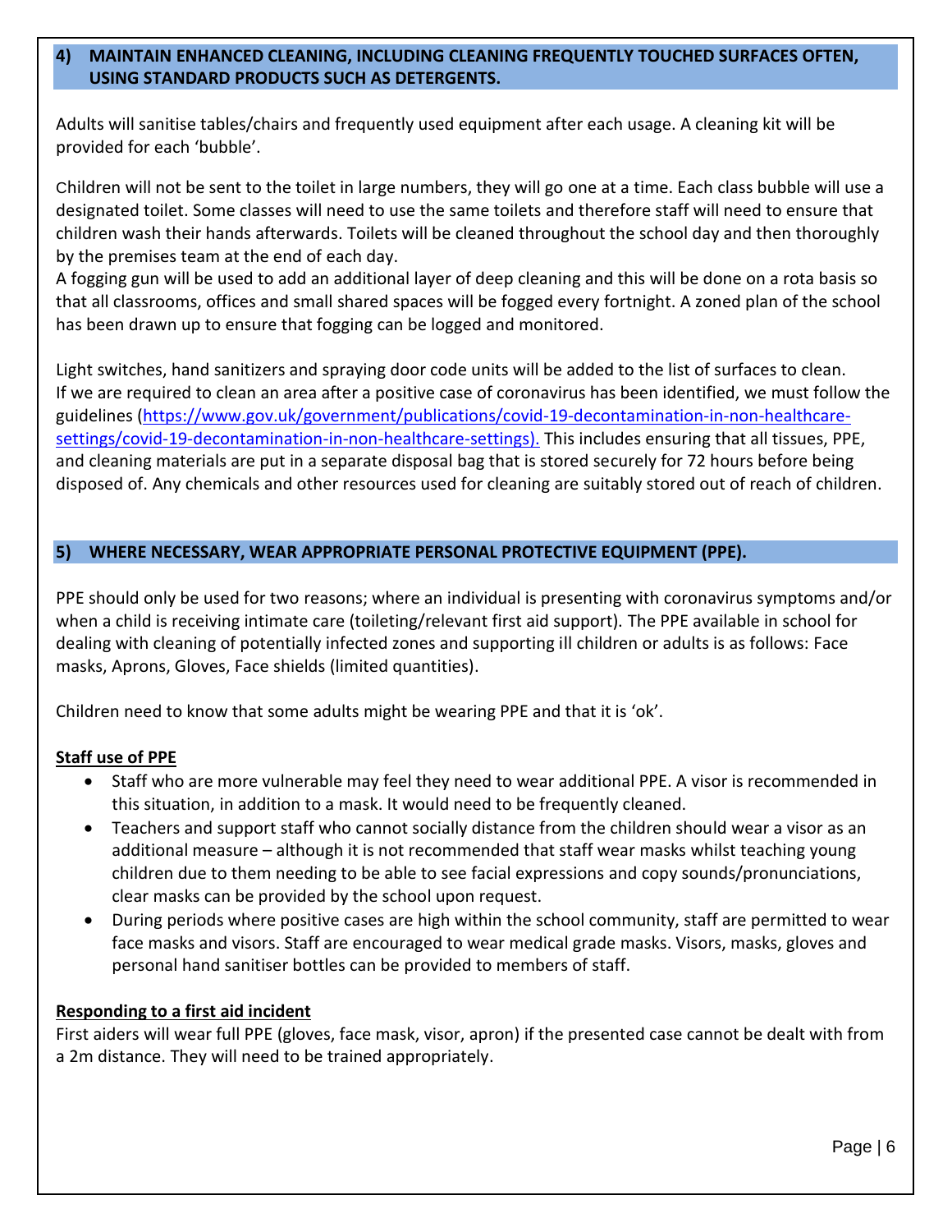## 4) MAINTAIN ENHANCED CLEANING, INCLUDING CLEANING FREQUENTLY TOUCHED SURFACES OFTEN, USING STANDARD PRODUCTS SUCH AS DETERGENTS.

Adults will sanitise tables/chairs and frequently used equipment after each usage. A cleaning kit will be provided for each 'bubble'.

Children will not be sent to the toilet in large numbers, they will go one at a time. Each class bubble will use a designated toilet. Some classes will need to use the same toilets and therefore staff will need to ensure that children wash their hands afterwards. Toilets will be cleaned throughout the school day and then thoroughly by the premises team at the end of each day.
A fogging gun will be used to add an additional layer of deep cleaning and this will be done on a rota basis so that all classrooms, offices and small shared spaces will be fogged every fortnight. A zoned plan of the school has been drawn up to ensure that fogging can be logged and monitored.

Light switches, hand sanitizers and spraying door code units will be added to the list of surfaces to clean.
If we are required to clean an area after a positive case of coronavirus has been identified, we must follow the guidelines (https://www.gov.uk/government/publications/covid-19-decontamination-in-non-healthcare-settings/covid-19-decontamination-in-non-healthcare-settings). This includes ensuring that all tissues, PPE, and cleaning materials are put in a separate disposal bag that is stored securely for 72 hours before being disposed of. Any chemicals and other resources used for cleaning are suitably stored out of reach of children.

## 5) WHERE NECESSARY, WEAR APPROPRIATE PERSONAL PROTECTIVE EQUIPMENT (PPE).

PPE should only be used for two reasons; where an individual is presenting with coronavirus symptoms and/or when a child is receiving intimate care (toileting/relevant first aid support). The PPE available in school for dealing with cleaning of potentially infected zones and supporting ill children or adults is as follows: Face masks, Aprons, Gloves, Face shields (limited quantities).

Children need to know that some adults might be wearing PPE and that it is 'ok'.

**Staff use of PPE**

- Staff who are more vulnerable may feel they need to wear additional PPE. A visor is recommended in this situation, in addition to a mask. It would need to be frequently cleaned.
- Teachers and support staff who cannot socially distance from the children should wear a visor as an additional measure – although it is not recommended that staff wear masks whilst teaching young children due to them needing to be able to see facial expressions and copy sounds/pronunciations, clear masks can be provided by the school upon request.
- During periods where positive cases are high within the school community, staff are permitted to wear face masks and visors. Staff are encouraged to wear medical grade masks. Visors, masks, gloves and personal hand sanitiser bottles can be provided to members of staff.

**Responding to a first aid incident**

First aiders will wear full PPE (gloves, face mask, visor, apron) if the presented case cannot be dealt with from a 2m distance. They will need to be trained appropriately.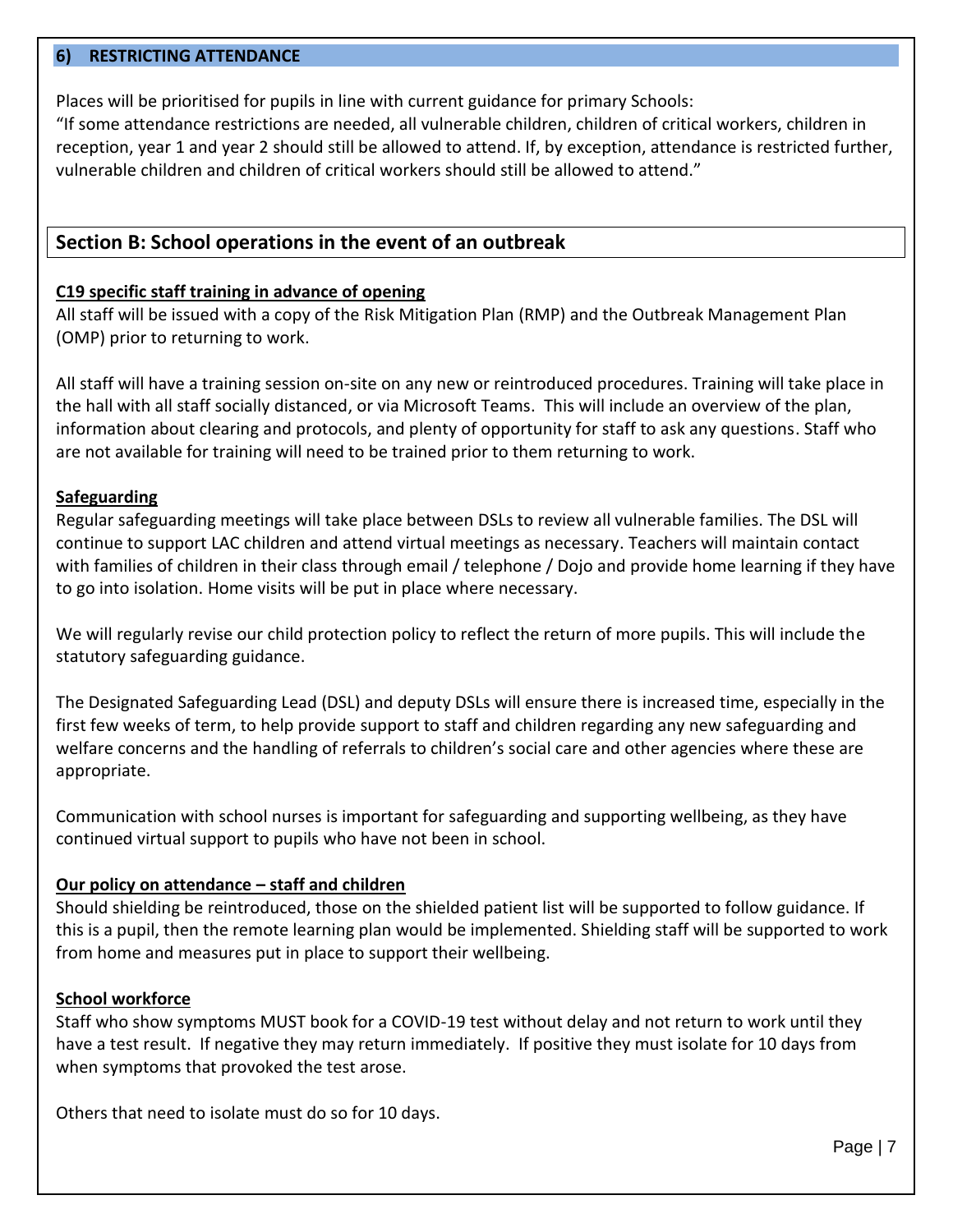## 6) RESTRICTING ATTENDANCE

Places will be prioritised for pupils in line with current guidance for primary Schools:
"If some attendance restrictions are needed, all vulnerable children, children of critical workers, children in reception, year 1 and year 2 should still be allowed to attend. If, by exception, attendance is restricted further, vulnerable children and children of critical workers should still be allowed to attend."

# Section B: School operations in the event of an outbreak

### C19 specific staff training in advance of opening

All staff will be issued with a copy of the Risk Mitigation Plan (RMP) and the Outbreak Management Plan (OMP) prior to returning to work.

All staff will have a training session on-site on any new or reintroduced procedures. Training will take place in the hall with all staff socially distanced, or via Microsoft Teams. This will include an overview of the plan, information about clearing and protocols, and plenty of opportunity for staff to ask any questions. Staff who are not available for training will need to be trained prior to them returning to work.

### Safeguarding

Regular safeguarding meetings will take place between DSLs to review all vulnerable families. The DSL will continue to support LAC children and attend virtual meetings as necessary. Teachers will maintain contact with families of children in their class through email / telephone / Dojo and provide home learning if they have to go into isolation. Home visits will be put in place where necessary.

We will regularly revise our child protection policy to reflect the return of more pupils. This will include the statutory safeguarding guidance.

The Designated Safeguarding Lead (DSL) and deputy DSLs will ensure there is increased time, especially in the first few weeks of term, to help provide support to staff and children regarding any new safeguarding and welfare concerns and the handling of referrals to children's social care and other agencies where these are appropriate.

Communication with school nurses is important for safeguarding and supporting wellbeing, as they have continued virtual support to pupils who have not been in school.

### Our policy on attendance – staff and children

Should shielding be reintroduced, those on the shielded patient list will be supported to follow guidance. If this is a pupil, then the remote learning plan would be implemented. Shielding staff will be supported to work from home and measures put in place to support their wellbeing.

### School workforce

Staff who show symptoms MUST book for a COVID-19 test without delay and not return to work until they have a test result. If negative they may return immediately. If positive they must isolate for 10 days from when symptoms that provoked the test arose.

Others that need to isolate must do so for 10 days.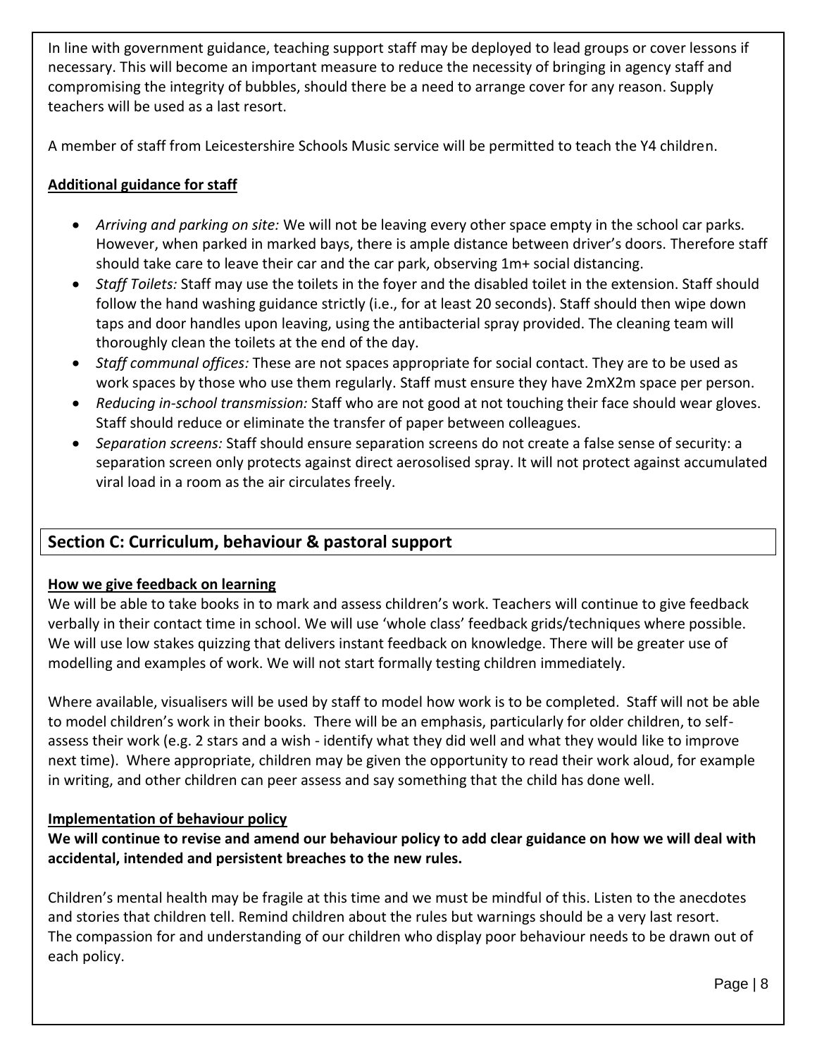In line with government guidance, teaching support staff may be deployed to lead groups or cover lessons if necessary. This will become an important measure to reduce the necessity of bringing in agency staff and compromising the integrity of bubbles, should there be a need to arrange cover for any reason. Supply teachers will be used as a last resort.

A member of staff from Leicestershire Schools Music service will be permitted to teach the Y4 children.

**Additional guidance for staff**

- *Arriving and parking on site:* We will not be leaving every other space empty in the school car parks. However, when parked in marked bays, there is ample distance between driver's doors. Therefore staff should take care to leave their car and the car park, observing 1m+ social distancing.
- *Staff Toilets:* Staff may use the toilets in the foyer and the disabled toilet in the extension. Staff should follow the hand washing guidance strictly (i.e., for at least 20 seconds). Staff should then wipe down taps and door handles upon leaving, using the antibacterial spray provided. The cleaning team will thoroughly clean the toilets at the end of the day.
- *Staff communal offices:* These are not spaces appropriate for social contact. They are to be used as work spaces by those who use them regularly. Staff must ensure they have 2mX2m space per person.
- *Reducing in-school transmission:* Staff who are not good at not touching their face should wear gloves. Staff should reduce or eliminate the transfer of paper between colleagues.
- *Separation screens:* Staff should ensure separation screens do not create a false sense of security: a separation screen only protects against direct aerosolised spray. It will not protect against accumulated viral load in a room as the air circulates freely.

## Section C: Curriculum, behaviour & pastoral support

**How we give feedback on learning**

We will be able to take books in to mark and assess children's work. Teachers will continue to give feedback verbally in their contact time in school. We will use 'whole class' feedback grids/techniques where possible. We will use low stakes quizzing that delivers instant feedback on knowledge. There will be greater use of modelling and examples of work. We will not start formally testing children immediately.

Where available, visualisers will be used by staff to model how work is to be completed. Staff will not be able to model children's work in their books. There will be an emphasis, particularly for older children, to self-assess their work (e.g. 2 stars and a wish - identify what they did well and what they would like to improve next time). Where appropriate, children may be given the opportunity to read their work aloud, for example in writing, and other children can peer assess and say something that the child has done well.

**Implementation of behaviour policy**

**We will continue to revise and amend our behaviour policy to add clear guidance on how we will deal with accidental, intended and persistent breaches to the new rules.**

Children's mental health may be fragile at this time and we must be mindful of this. Listen to the anecdotes and stories that children tell. Remind children about the rules but warnings should be a very last resort. The compassion for and understanding of our children who display poor behaviour needs to be drawn out of each policy.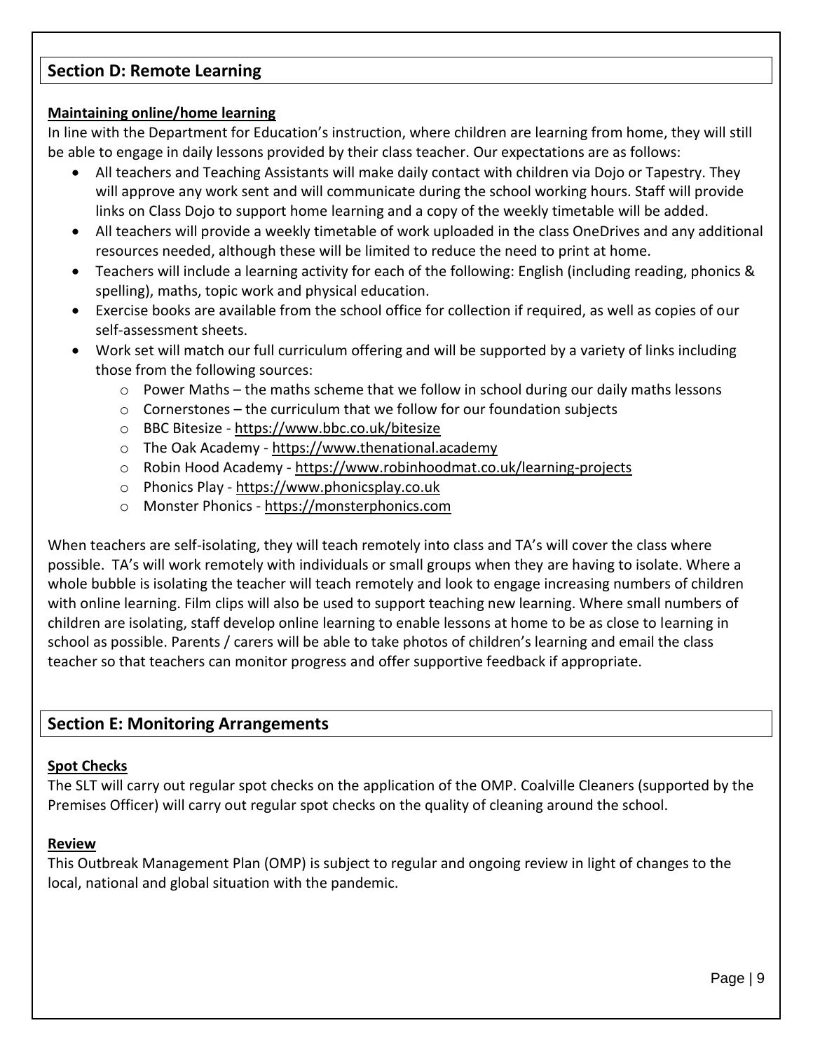## Section D: Remote Learning

**Maintaining online/home learning**

In line with the Department for Education's instruction, where children are learning from home, they will still be able to engage in daily lessons provided by their class teacher. Our expectations are as follows:

- All teachers and Teaching Assistants will make daily contact with children via Dojo or Tapestry. They will approve any work sent and will communicate during the school working hours. Staff will provide links on Class Dojo to support home learning and a copy of the weekly timetable will be added.
- All teachers will provide a weekly timetable of work uploaded in the class OneDrives and any additional resources needed, although these will be limited to reduce the need to print at home.
- Teachers will include a learning activity for each of the following: English (including reading, phonics & spelling), maths, topic work and physical education.
- Exercise books are available from the school office for collection if required, as well as copies of our self-assessment sheets.
- Work set will match our full curriculum offering and will be supported by a variety of links including those from the following sources:
  - Power Maths – the maths scheme that we follow in school during our daily maths lessons
  - Cornerstones – the curriculum that we follow for our foundation subjects
  - BBC Bitesize - https://www.bbc.co.uk/bitesize
  - The Oak Academy - https://www.thenational.academy
  - Robin Hood Academy - https://www.robinhoodmat.co.uk/learning-projects
  - Phonics Play - https://www.phonicsplay.co.uk
  - Monster Phonics - https://monsterphonics.com

When teachers are self-isolating, they will teach remotely into class and TA's will cover the class where possible. TA's will work remotely with individuals or small groups when they are having to isolate. Where a whole bubble is isolating the teacher will teach remotely and look to engage increasing numbers of children with online learning. Film clips will also be used to support teaching new learning. Where small numbers of children are isolating, staff develop online learning to enable lessons at home to be as close to learning in school as possible. Parents / carers will be able to take photos of children's learning and email the class teacher so that teachers can monitor progress and offer supportive feedback if appropriate.

## Section E: Monitoring Arrangements

**Spot Checks**

The SLT will carry out regular spot checks on the application of the OMP. Coalville Cleaners (supported by the Premises Officer) will carry out regular spot checks on the quality of cleaning around the school.

**Review**

This Outbreak Management Plan (OMP) is subject to regular and ongoing review in light of changes to the local, national and global situation with the pandemic.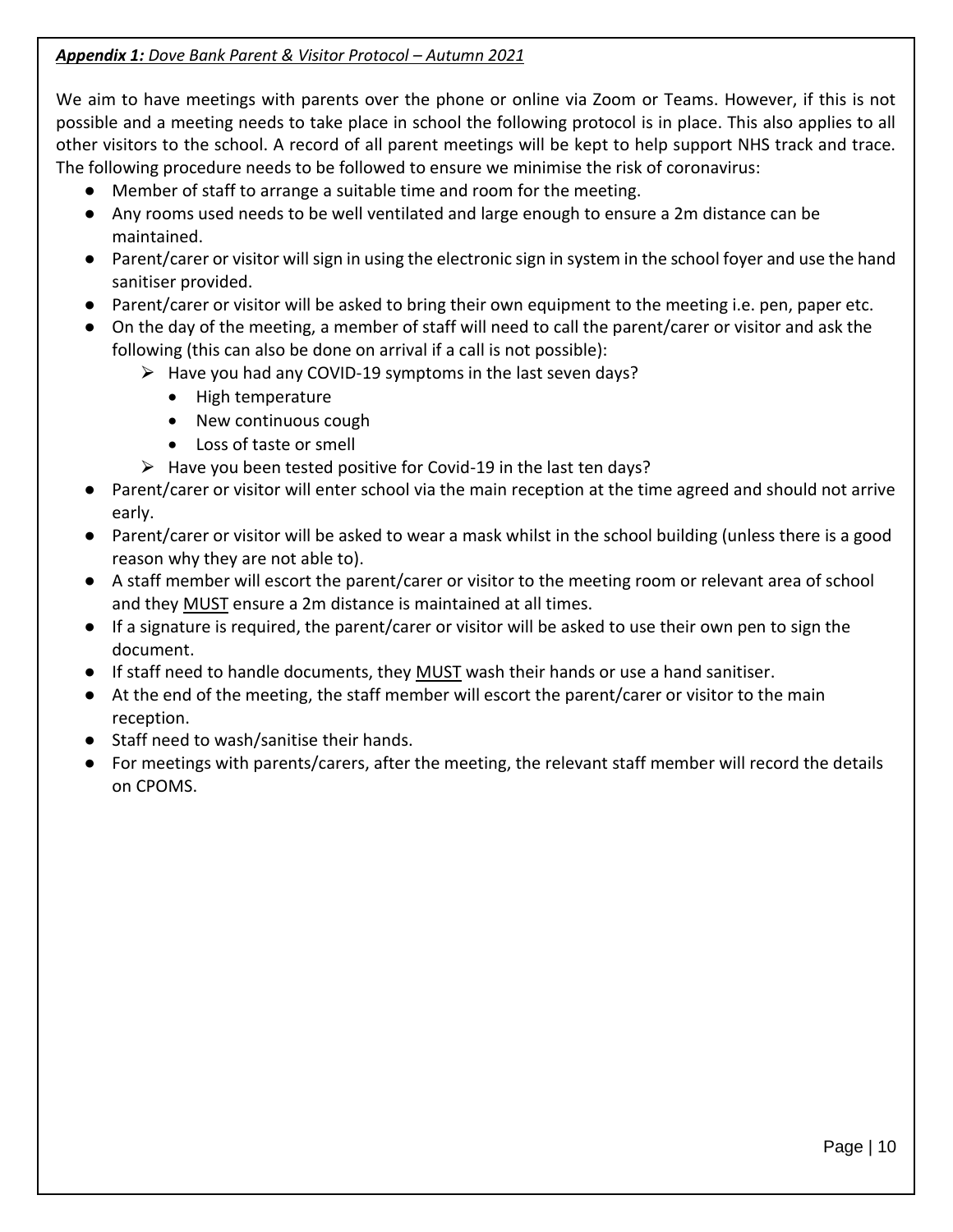***Appendix 1:*** *Dove Bank Parent & Visitor Protocol – Autumn 2021*

We aim to have meetings with parents over the phone or online via Zoom or Teams. However, if this is not possible and a meeting needs to take place in school the following protocol is in place. This also applies to all other visitors to the school. A record of all parent meetings will be kept to help support NHS track and trace. The following procedure needs to be followed to ensure we minimise the risk of coronavirus:

- Member of staff to arrange a suitable time and room for the meeting.
- Any rooms used needs to be well ventilated and large enough to ensure a 2m distance can be maintained.
- Parent/carer or visitor will sign in using the electronic sign in system in the school foyer and use the hand sanitiser provided.
- Parent/carer or visitor will be asked to bring their own equipment to the meeting i.e. pen, paper etc.
- On the day of the meeting, a member of staff will need to call the parent/carer or visitor and ask the following (this can also be done on arrival if a call is not possible):
  - Have you had any COVID-19 symptoms in the last seven days?
    - High temperature
    - New continuous cough
    - Loss of taste or smell
  - Have you been tested positive for Covid-19 in the last ten days?
- Parent/carer or visitor will enter school via the main reception at the time agreed and should not arrive early.
- Parent/carer or visitor will be asked to wear a mask whilst in the school building (unless there is a good reason why they are not able to).
- A staff member will escort the parent/carer or visitor to the meeting room or relevant area of school and they <u>MUST</u> ensure a 2m distance is maintained at all times.
- If a signature is required, the parent/carer or visitor will be asked to use their own pen to sign the document.
- If staff need to handle documents, they <u>MUST</u> wash their hands or use a hand sanitiser.
- At the end of the meeting, the staff member will escort the parent/carer or visitor to the main reception.
- Staff need to wash/sanitise their hands.
- For meetings with parents/carers, after the meeting, the relevant staff member will record the details on CPOMS.